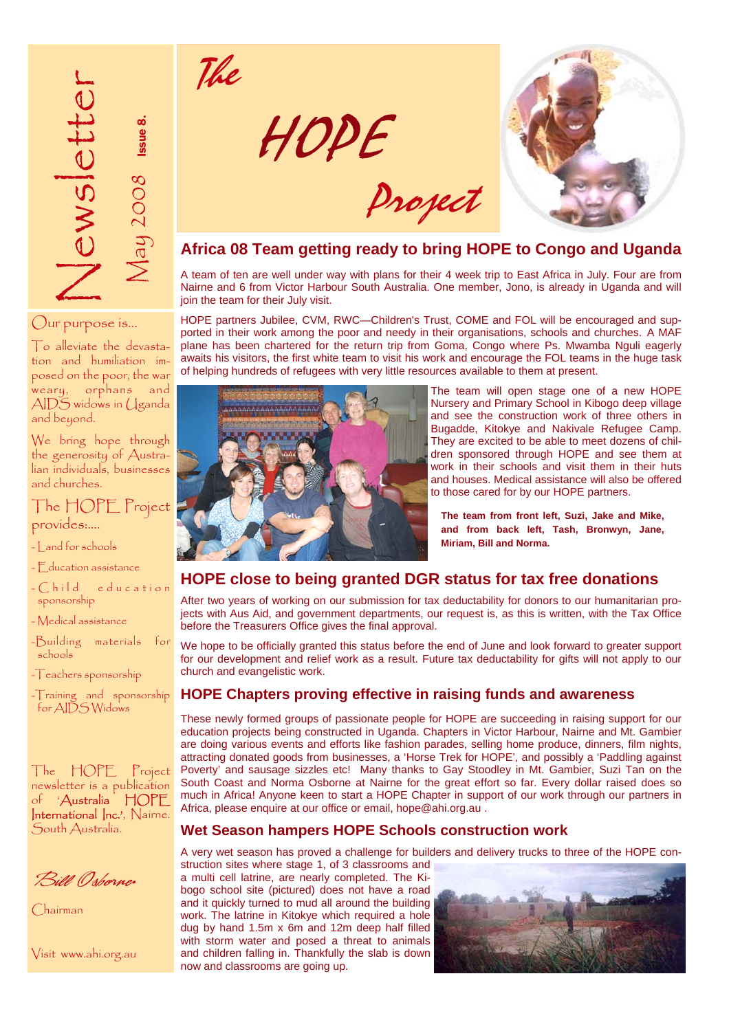# The HOPE Project

Newsletter — May 2008 — Issue 8.

Our purpose is...

To alleviate the devastation and humiliation imposed on the poor, the war weary, orphans and AIDS widows in Uganda and beyond.

We bring hope through the generosity of Australian individuals, businesses and churches.

The HOPE Project provides:....

- Land for schools
- Education assistance
- Child education sponsorship
- Medical assistance
- Building materials for schools
- Teachers sponsorship
- Training and sponsorship for AIDS Widows

The HOPE Project newsletter is a publication of 'Australia HOPE International Inc.', Nairne. South Australia.

*Bill Osborne*

Chairman

Visit www.ahi.org.au

## Africa 08 Team getting ready to bring HOPE to Congo and Uganda

A team of ten are well under way with plans for their 4 week trip to East Africa in July. Four are from Nairne and 6 from Victor Harbour South Australia. One member, Jono, is already in Uganda and will join the team for their July visit.

HOPE partners Jubilee, CVM, RWC—Children's Trust, COME and FOL will be encouraged and supported in their work among the poor and needy in their organisations, schools and churches. A MAF plane has been chartered for the return trip from Goma, Congo where Ps. Mwamba Nguli eagerly awaits his visitors, the first white team to visit his work and encourage the FOL teams in the huge task of helping hundreds of refugees with very little resources available to them at present.

The team will open stage one of a new HOPE Nursery and Primary School in Kibogo deep village and see the construction work of three others in Bugadde, Kitokye and Nakivale Refugee Camp. They are excited to be able to meet dozens of children sponsored through HOPE and see them at work in their schools and visit them in their huts and houses. Medical assistance will also be offered to those cared for by our HOPE partners.

**The team from front left, Suzi, Jake and Mike, and from back left, Tash, Bronwyn, Jane, Miriam, Bill and Norma.**

## HOPE close to being granted DGR status for tax free donations

After two years of working on our submission for tax deductability for donors to our humanitarian projects with Aus Aid, and government departments, our request is, as this is written, with the Tax Office before the Treasurers Office gives the final approval.

We hope to be officially granted this status before the end of June and look forward to greater support for our development and relief work as a result. Future tax deductability for gifts will not apply to our church and evangelistic work.

## HOPE Chapters proving effective in raising funds and awareness

These newly formed groups of passionate people for HOPE are succeeding in raising support for our education projects being constructed in Uganda. Chapters in Victor Harbour, Nairne and Mt. Gambier are doing various events and efforts like fashion parades, selling home produce, dinners, film nights, attracting donated goods from businesses, a 'Horse Trek for HOPE', and possibly a 'Paddling against Poverty' and sausage sizzles etc! Many thanks to Gay Stoodley in Mt. Gambier, Suzi Tan on the South Coast and Norma Osborne at Nairne for the great effort so far. Every dollar raised does so much in Africa! Anyone keen to start a HOPE Chapter in support of our work through our partners in Africa, please enquire at our office or email, hope@ahi.org.au .

## Wet Season hampers HOPE Schools construction work

A very wet season has proved a challenge for builders and delivery trucks to three of the HOPE construction sites where stage 1, of 3 classrooms and a multi cell latrine, are nearly completed. The Kibogo school site (pictured) does not have a road and it quickly turned to mud all around the building work. The latrine in Kitokye which required a hole dug by hand 1.5m x 6m and 12m deep half filled with storm water and posed a threat to animals and children falling in. Thankfully the slab is down now and classrooms are going up.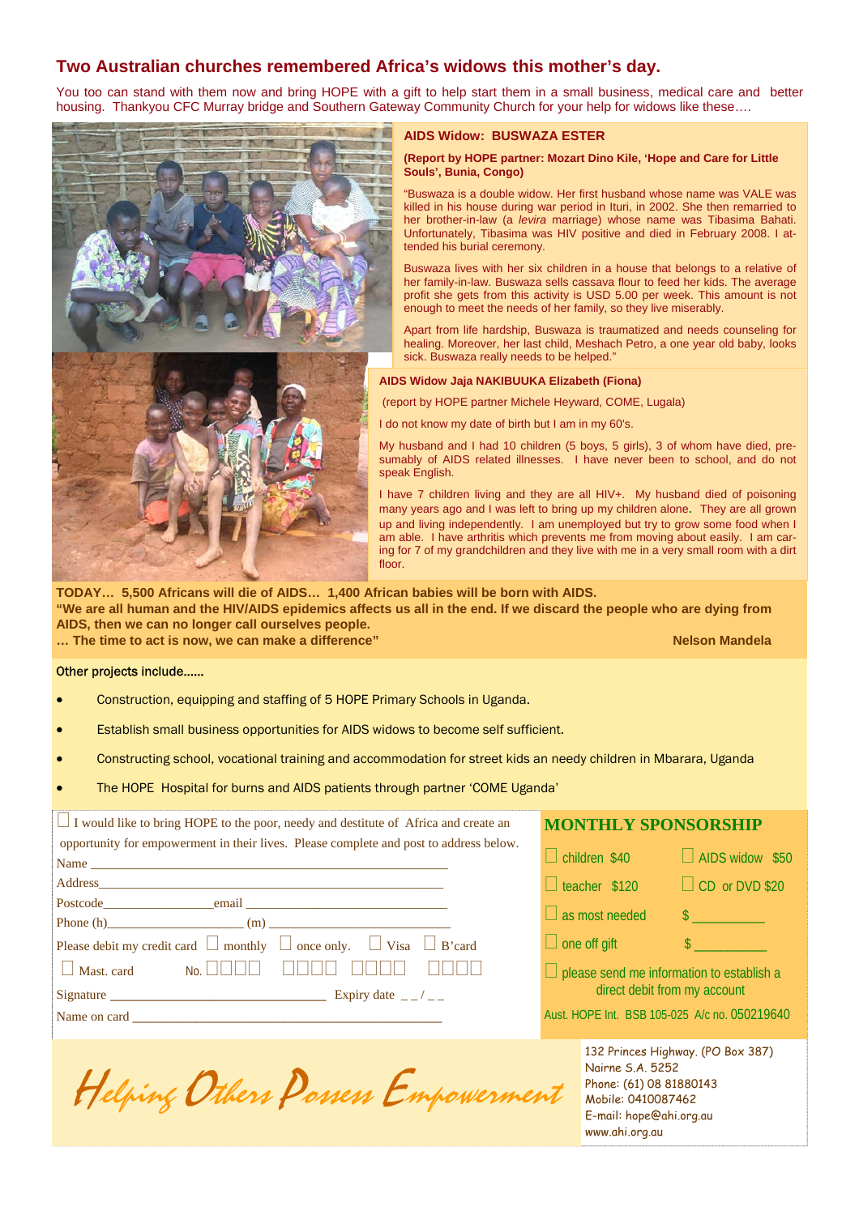## Two Australian churches remembered Africa's widows this mother's day.

You too can stand with them now and bring HOPE with a gift to help start them in a small business, medical care and better housing. Thankyou CFC Murray bridge and Southern Gateway Community Church for your help for widows like these….

### AIDS Widow: BUSWAZA ESTER

**(Report by HOPE partner: Mozart Dino Kile, 'Hope and Care for Little Souls', Bunia, Congo)**

"Buswaza is a double widow. Her first husband whose name was VALE was killed in his house during war period in Ituri, in 2002. She then remarried to her brother-in-law (a *levira* marriage) whose name was Tibasima Bahati. Unfortunately, Tibasima was HIV positive and died in February 2008. I attended his burial ceremony.

Buswaza lives with her six children in a house that belongs to a relative of her family-in-law. Buswaza sells cassava flour to feed her kids. The average profit she gets from this activity is USD 5.00 per week. This amount is not enough to meet the needs of her family, so they live miserably.

Apart from life hardship, Buswaza is traumatized and needs counseling for healing. Moreover, her last child, Meshach Petro, a one year old baby, looks sick. Buswaza really needs to be helped."

### AIDS Widow Jaja NAKIBUUKA Elizabeth (Fiona)

(report by HOPE partner Michele Heyward, COME, Lugala)

I do not know my date of birth but I am in my 60's.

My husband and I had 10 children (5 boys, 5 girls), 3 of whom have died, presumably of AIDS related illnesses. I have never been to school, and do not speak English.

I have 7 children living and they are all HIV+. My husband died of poisoning many years ago and I was left to bring up my children alone. They are all grown up and living independently. I am unemployed but try to grow some food when I am able. I have arthritis which prevents me from moving about easily. I am caring for 7 of my grandchildren and they live with me in a very small room with a dirt floor.

**TODAY… 5,500 Africans will die of AIDS… 1,400 African babies will be born with AIDS.**
**"We are all human and the HIV/AIDS epidemics affects us all in the end. If we discard the people who are dying from AIDS, then we can no longer call ourselves people.**
**… The time to act is now, we can make a difference"** **Nelson Mandela**

Other projects include……

- Construction, equipping and staffing of 5 HOPE Primary Schools in Uganda.
- Establish small business opportunities for AIDS widows to become self sufficient.
- Constructing school, vocational training and accommodation for street kids an needy children in Mbarara, Uganda
- The HOPE Hospital for burns and AIDS patients through partner 'COME Uganda'

☐ I would like to bring HOPE to the poor, needy and destitute of Africa and create an opportunity for empowerment in their lives. Please complete and post to address below.

Name ____________________

Address ____________________

Postcode ____________ email ____________________

Phone (h) ____________ (m) ____________________

Please debit my credit card ☐ monthly ☐ once only. ☐ Visa ☐ B'card

☐ Mast. card No. ☐☐☐☐ ☐☐☐☐ ☐☐☐☐ ☐☐☐☐

Signature ____________________ Expiry date _ _ / _ _

Name on card ____________________

### MONTHLY SPONSORSHIP

☐ children $40 ☐ AIDS widow $50

☐ teacher $120 ☐ CD or DVD $20

☐ as most needed $ __________

☐ one off gift $ __________

☐ please send me information to establish a direct debit from my account

Aust. HOPE Int. BSB 105-025 A/c no. 050219640

*Helping Others Possess Empowerment*

132 Princes Highway. (PO Box 387)
Nairne S.A. 5252
Phone: (61) 08 81880143
Mobile: 0410087462
E-mail: hope@ahi.org.au
www.ahi.org.au